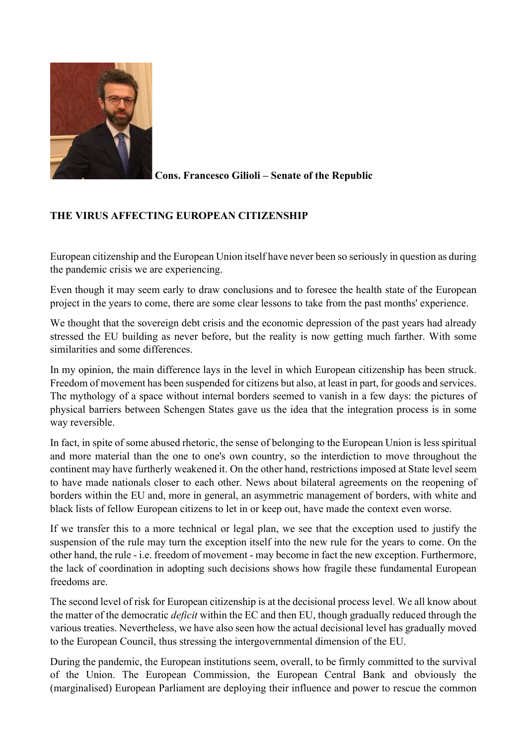**Cons. Francesco Gilioli – Senate of the Republic**

## THE VIRUS AFFECTING EUROPEAN CITIZENSHIP

European citizenship and the European Union itself have never been so seriously in question as during the pandemic crisis we are experiencing.

Even though it may seem early to draw conclusions and to foresee the health state of the European project in the years to come, there are some clear lessons to take from the past months' experience.

We thought that the sovereign debt crisis and the economic depression of the past years had already stressed the EU building as never before, but the reality is now getting much farther. With some similarities and some differences.

In my opinion, the main difference lays in the level in which European citizenship has been struck. Freedom of movement has been suspended for citizens but also, at least in part, for goods and services. The mythology of a space without internal borders seemed to vanish in a few days: the pictures of physical barriers between Schengen States gave us the idea that the integration process is in some way reversible.

In fact, in spite of some abused rhetoric, the sense of belonging to the European Union is less spiritual and more material than the one to one's own country, so the interdiction to move throughout the continent may have furtherly weakened it. On the other hand, restrictions imposed at State level seem to have made nationals closer to each other. News about bilateral agreements on the reopening of borders within the EU and, more in general, an asymmetric management of borders, with white and black lists of fellow European citizens to let in or keep out, have made the context even worse.

If we transfer this to a more technical or legal plan, we see that the exception used to justify the suspension of the rule may turn the exception itself into the new rule for the years to come. On the other hand, the rule - i.e. freedom of movement - may become in fact the new exception. Furthermore, the lack of coordination in adopting such decisions shows how fragile these fundamental European freedoms are.

The second level of risk for European citizenship is at the decisional process level. We all know about the matter of the democratic *deficit* within the EC and then EU, though gradually reduced through the various treaties. Nevertheless, we have also seen how the actual decisional level has gradually moved to the European Council, thus stressing the intergovernmental dimension of the EU.

During the pandemic, the European institutions seem, overall, to be firmly committed to the survival of the Union. The European Commission, the European Central Bank and obviously the (marginalised) European Parliament are deploying their influence and power to rescue the common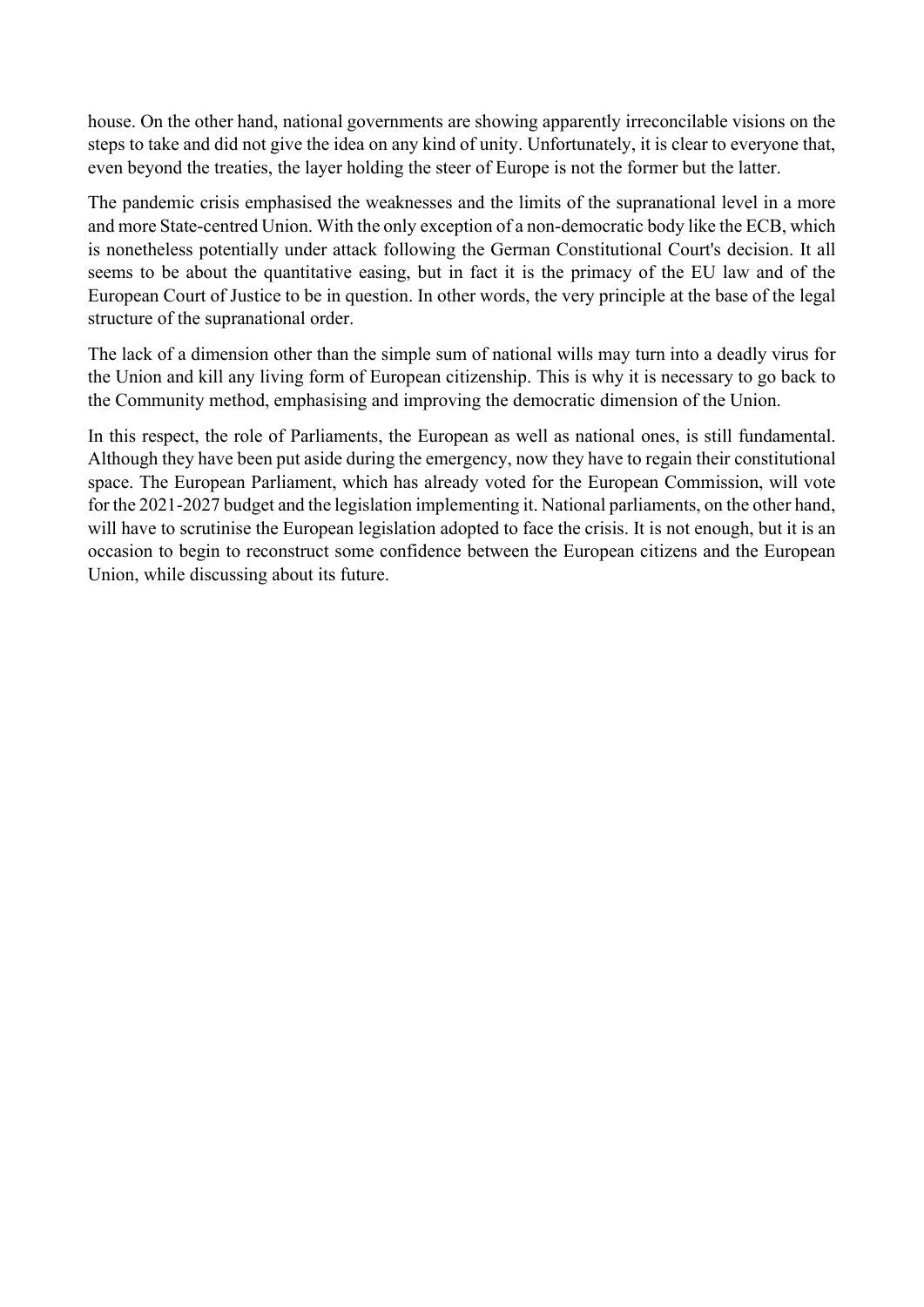house. On the other hand, national governments are showing apparently irreconcilable visions on the steps to take and did not give the idea on any kind of unity. Unfortunately, it is clear to everyone that, even beyond the treaties, the layer holding the steer of Europe is not the former but the latter.

The pandemic crisis emphasised the weaknesses and the limits of the supranational level in a more and more State-centred Union. With the only exception of a non-democratic body like the ECB, which is nonetheless potentially under attack following the German Constitutional Court's decision. It all seems to be about the quantitative easing, but in fact it is the primacy of the EU law and of the European Court of Justice to be in question. In other words, the very principle at the base of the legal structure of the supranational order.

The lack of a dimension other than the simple sum of national wills may turn into a deadly virus for the Union and kill any living form of European citizenship. This is why it is necessary to go back to the Community method, emphasising and improving the democratic dimension of the Union.

In this respect, the role of Parliaments, the European as well as national ones, is still fundamental. Although they have been put aside during the emergency, now they have to regain their constitutional space. The European Parliament, which has already voted for the European Commission, will vote for the 2021-2027 budget and the legislation implementing it. National parliaments, on the other hand, will have to scrutinise the European legislation adopted to face the crisis. It is not enough, but it is an occasion to begin to reconstruct some confidence between the European citizens and the European Union, while discussing about its future.